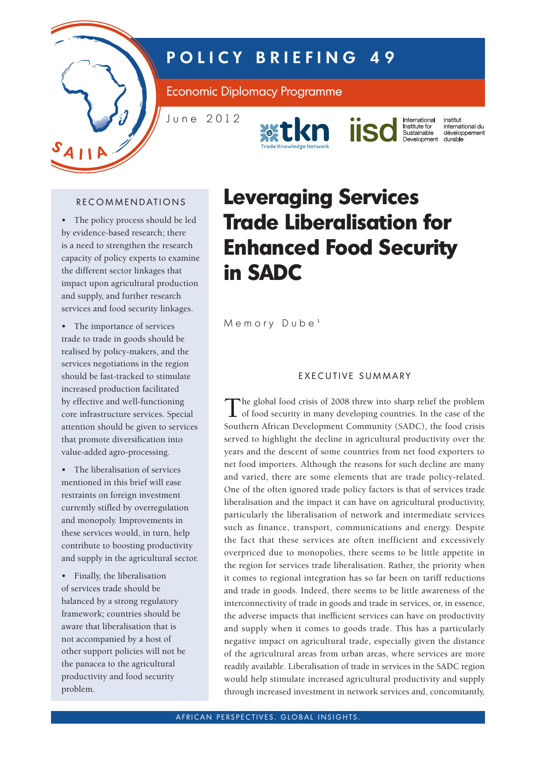# POLICY BRIEFING 49

Economic Diplomacy Programme

June 2012

# Leveraging Services Trade Liberalisation for Enhanced Food Security in SADC

Memory Dube[1]

## RECOMMENDATIONS

- The policy process should be led by evidence-based research; there is a need to strengthen the research capacity of policy experts to examine the different sector linkages that impact upon agricultural production and supply, and further research services and food security linkages.
- The importance of services trade to trade in goods should be realised by policy-makers, and the services negotiations in the region should be fast-tracked to stimulate increased production facilitated by effective and well-functioning core infrastructure services. Special attention should be given to services that promote diversification into value-added agro-processing.
- The liberalisation of services mentioned in this brief will ease restraints on foreign investment currently stifled by overregulation and monopoly. Improvements in these services would, in turn, help contribute to boosting productivity and supply in the agricultural sector.
- Finally, the liberalisation of services trade should be balanced by a strong regulatory framework; countries should be aware that liberalisation that is not accompanied by a host of other support policies will not be the panacea to the agricultural productivity and food security problem.

## EXECUTIVE SUMMARY

The global food crisis of 2008 threw into sharp relief the problem of food security in many developing countries. In the case of the Southern African Development Community (SADC), the food crisis served to highlight the decline in agricultural productivity over the years and the descent of some countries from net food exporters to net food importers. Although the reasons for such decline are many and varied, there are some elements that are trade policy-related. One of the often ignored trade policy factors is that of services trade liberalisation and the impact it can have on agricultural productivity, particularly the liberalisation of network and intermediate services such as finance, transport, communications and energy. Despite the fact that these services are often inefficient and excessively overpriced due to monopolies, there seems to be little appetite in the region for services trade liberalisation. Rather, the priority when it comes to regional integration has so far been on tariff reductions and trade in goods. Indeed, there seems to be little awareness of the interconnectivity of trade in goods and trade in services, or, in essence, the adverse impacts that inefficient services can have on productivity and supply when it comes to goods trade. This has a particularly negative impact on agricultural trade, especially given the distance of the agricultural areas from urban areas, where services are more readily available. Liberalisation of trade in services in the SADC region would help stimulate increased agricultural productivity and supply through increased investment in network services and, concomitantly,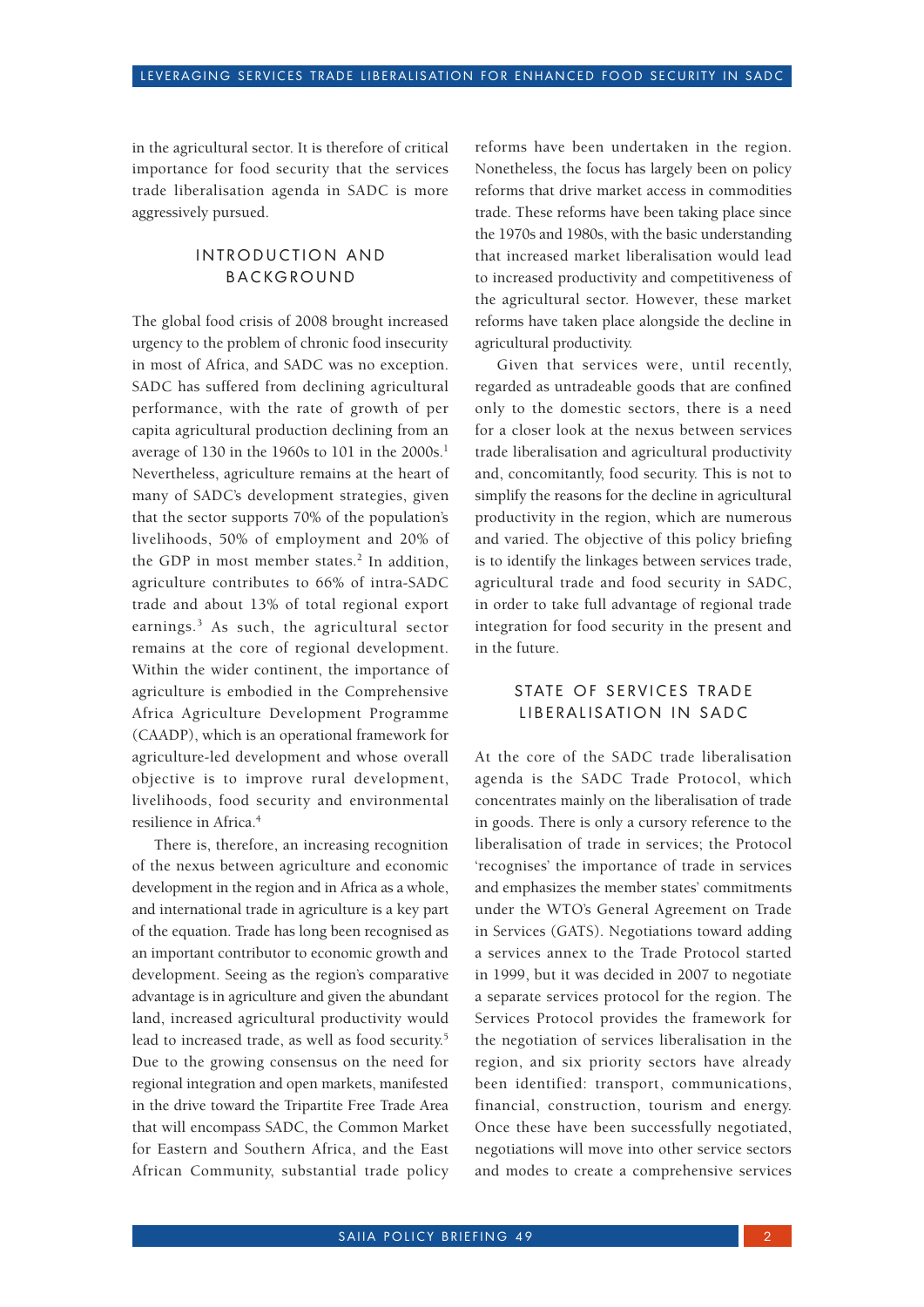in the agricultural sector. It is therefore of critical importance for food security that the services trade liberalisation agenda in SADC is more aggressively pursued.

## INTRODUCTION AND BACKGROUND

The global food crisis of 2008 brought increased urgency to the problem of chronic food insecurity in most of Africa, and SADC was no exception. SADC has suffered from declining agricultural performance, with the rate of growth of per capita agricultural production declining from an average of 130 in the 1960s to 101 in the 2000s.[1] Nevertheless, agriculture remains at the heart of many of SADC's development strategies, given that the sector supports 70% of the population's livelihoods, 50% of employment and 20% of the GDP in most member states.[2] In addition, agriculture contributes to 66% of intra-SADC trade and about 13% of total regional export earnings.[3] As such, the agricultural sector remains at the core of regional development. Within the wider continent, the importance of agriculture is embodied in the Comprehensive Africa Agriculture Development Programme (CAADP), which is an operational framework for agriculture-led development and whose overall objective is to improve rural development, livelihoods, food security and environmental resilience in Africa.[4]

There is, therefore, an increasing recognition of the nexus between agriculture and economic development in the region and in Africa as a whole, and international trade in agriculture is a key part of the equation. Trade has long been recognised as an important contributor to economic growth and development. Seeing as the region's comparative advantage is in agriculture and given the abundant land, increased agricultural productivity would lead to increased trade, as well as food security.[5] Due to the growing consensus on the need for regional integration and open markets, manifested in the drive toward the Tripartite Free Trade Area that will encompass SADC, the Common Market for Eastern and Southern Africa, and the East African Community, substantial trade policy reforms have been undertaken in the region. Nonetheless, the focus has largely been on policy reforms that drive market access in commodities trade. These reforms have been taking place since the 1970s and 1980s, with the basic understanding that increased market liberalisation would lead to increased productivity and competitiveness of the agricultural sector. However, these market reforms have taken place alongside the decline in agricultural productivity.

Given that services were, until recently, regarded as untradeable goods that are confined only to the domestic sectors, there is a need for a closer look at the nexus between services trade liberalisation and agricultural productivity and, concomitantly, food security. This is not to simplify the reasons for the decline in agricultural productivity in the region, which are numerous and varied. The objective of this policy briefing is to identify the linkages between services trade, agricultural trade and food security in SADC, in order to take full advantage of regional trade integration for food security in the present and in the future.

## STATE OF SERVICES TRADE LIBERALISATION IN SADC

At the core of the SADC trade liberalisation agenda is the SADC Trade Protocol, which concentrates mainly on the liberalisation of trade in goods. There is only a cursory reference to the liberalisation of trade in services; the Protocol 'recognises' the importance of trade in services and emphasizes the member states' commitments under the WTO's General Agreement on Trade in Services (GATS). Negotiations toward adding a services annex to the Trade Protocol started in 1999, but it was decided in 2007 to negotiate a separate services protocol for the region. The Services Protocol provides the framework for the negotiation of services liberalisation in the region, and six priority sectors have already been identified: transport, communications, financial, construction, tourism and energy. Once these have been successfully negotiated, negotiations will move into other service sectors and modes to create a comprehensive services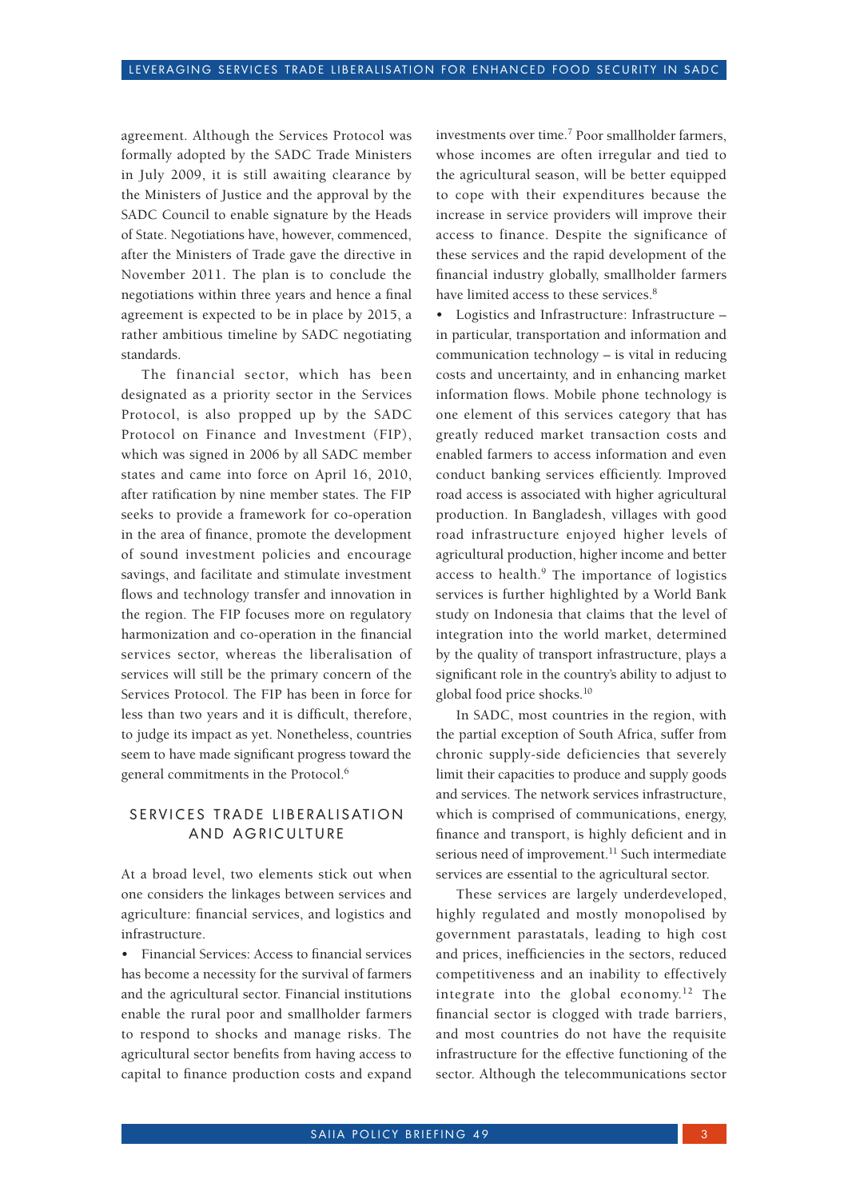agreement. Although the Services Protocol was formally adopted by the SADC Trade Ministers in July 2009, it is still awaiting clearance by the Ministers of Justice and the approval by the SADC Council to enable signature by the Heads of State. Negotiations have, however, commenced, after the Ministers of Trade gave the directive in November 2011. The plan is to conclude the negotiations within three years and hence a final agreement is expected to be in place by 2015, a rather ambitious timeline by SADC negotiating standards.

The financial sector, which has been designated as a priority sector in the Services Protocol, is also propped up by the SADC Protocol on Finance and Investment (FIP), which was signed in 2006 by all SADC member states and came into force on April 16, 2010, after ratification by nine member states. The FIP seeks to provide a framework for co-operation in the area of finance, promote the development of sound investment policies and encourage savings, and facilitate and stimulate investment flows and technology transfer and innovation in the region. The FIP focuses more on regulatory harmonization and co-operation in the financial services sector, whereas the liberalisation of services will still be the primary concern of the Services Protocol. The FIP has been in force for less than two years and it is difficult, therefore, to judge its impact as yet. Nonetheless, countries seem to have made significant progress toward the general commitments in the Protocol.[6]

## SERVICES TRADE LIBERALISATION AND AGRICULTURE

At a broad level, two elements stick out when one considers the linkages between services and agriculture: financial services, and logistics and infrastructure.

- Financial Services: Access to financial services has become a necessity for the survival of farmers and the agricultural sector. Financial institutions enable the rural poor and smallholder farmers to respond to shocks and manage risks. The agricultural sector benefits from having access to capital to finance production costs and expand investments over time.[7] Poor smallholder farmers, whose incomes are often irregular and tied to the agricultural season, will be better equipped to cope with their expenditures because the increase in service providers will improve their access to finance. Despite the significance of these services and the rapid development of the financial industry globally, smallholder farmers have limited access to these services.[8]
- Logistics and Infrastructure: Infrastructure – in particular, transportation and information and communication technology – is vital in reducing costs and uncertainty, and in enhancing market information flows. Mobile phone technology is one element of this services category that has greatly reduced market transaction costs and enabled farmers to access information and even conduct banking services efficiently. Improved road access is associated with higher agricultural production. In Bangladesh, villages with good road infrastructure enjoyed higher levels of agricultural production, higher income and better access to health.[9] The importance of logistics services is further highlighted by a World Bank study on Indonesia that claims that the level of integration into the world market, determined by the quality of transport infrastructure, plays a significant role in the country's ability to adjust to global food price shocks.[10]

In SADC, most countries in the region, with the partial exception of South Africa, suffer from chronic supply-side deficiencies that severely limit their capacities to produce and supply goods and services. The network services infrastructure, which is comprised of communications, energy, finance and transport, is highly deficient and in serious need of improvement.[11] Such intermediate services are essential to the agricultural sector.

These services are largely underdeveloped, highly regulated and mostly monopolised by government parastatals, leading to high cost and prices, inefficiencies in the sectors, reduced competitiveness and an inability to effectively integrate into the global economy.[12] The financial sector is clogged with trade barriers, and most countries do not have the requisite infrastructure for the effective functioning of the sector. Although the telecommunications sector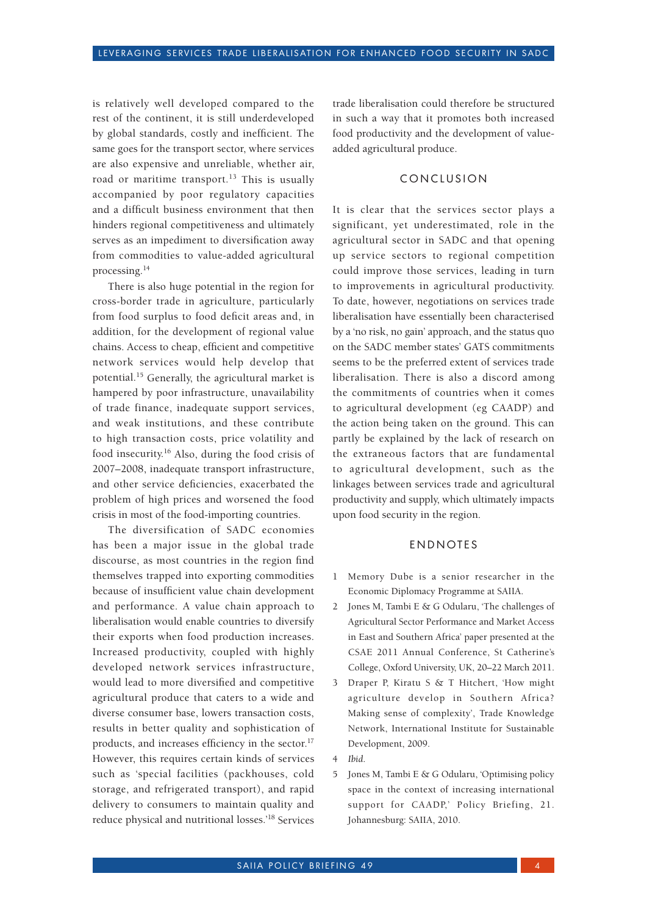is relatively well developed compared to the rest of the continent, it is still underdeveloped by global standards, costly and inefficient. The same goes for the transport sector, where services are also expensive and unreliable, whether air, road or maritime transport.[13] This is usually accompanied by poor regulatory capacities and a difficult business environment that then hinders regional competitiveness and ultimately serves as an impediment to diversification away from commodities to value-added agricultural processing.[14]

There is also huge potential in the region for cross-border trade in agriculture, particularly from food surplus to food deficit areas and, in addition, for the development of regional value chains. Access to cheap, efficient and competitive network services would help develop that potential.[15] Generally, the agricultural market is hampered by poor infrastructure, unavailability of trade finance, inadequate support services, and weak institutions, and these contribute to high transaction costs, price volatility and food insecurity.[16] Also, during the food crisis of 2007–2008, inadequate transport infrastructure, and other service deficiencies, exacerbated the problem of high prices and worsened the food crisis in most of the food-importing countries.

The diversification of SADC economies has been a major issue in the global trade discourse, as most countries in the region find themselves trapped into exporting commodities because of insufficient value chain development and performance. A value chain approach to liberalisation would enable countries to diversify their exports when food production increases. Increased productivity, coupled with highly developed network services infrastructure, would lead to more diversified and competitive agricultural produce that caters to a wide and diverse consumer base, lowers transaction costs, results in better quality and sophistication of products, and increases efficiency in the sector.[17] However, this requires certain kinds of services such as 'special facilities (packhouses, cold storage, and refrigerated transport), and rapid delivery to consumers to maintain quality and reduce physical and nutritional losses.'[18] Services trade liberalisation could therefore be structured in such a way that it promotes both increased food productivity and the development of value-added agricultural produce.

## CONCLUSION

It is clear that the services sector plays a significant, yet underestimated, role in the agricultural sector in SADC and that opening up service sectors to regional competition could improve those services, leading in turn to improvements in agricultural productivity. To date, however, negotiations on services trade liberalisation have essentially been characterised by a 'no risk, no gain' approach, and the status quo on the SADC member states' GATS commitments seems to be the preferred extent of services trade liberalisation. There is also a discord among the commitments of countries when it comes to agricultural development (eg CAADP) and the action being taken on the ground. This can partly be explained by the lack of research on the extraneous factors that are fundamental to agricultural development, such as the linkages between services trade and agricultural productivity and supply, which ultimately impacts upon food security in the region.

## ENDNOTES

1. Memory Dube is a senior researcher in the Economic Diplomacy Programme at SAIIA.
2. Jones M, Tambi E & G Odularu, 'The challenges of Agricultural Sector Performance and Market Access in East and Southern Africa' paper presented at the CSAE 2011 Annual Conference, St Catherine's College, Oxford University, UK, 20–22 March 2011.
3. Draper P, Kiratu S & T Hitchert, 'How might agriculture develop in Southern Africa? Making sense of complexity', Trade Knowledge Network, International Institute for Sustainable Development, 2009.
4. *Ibid*.
5. Jones M, Tambi E & G Odularu, 'Optimising policy space in the context of increasing international support for CAADP,' Policy Briefing, 21. Johannesburg: SAIIA, 2010.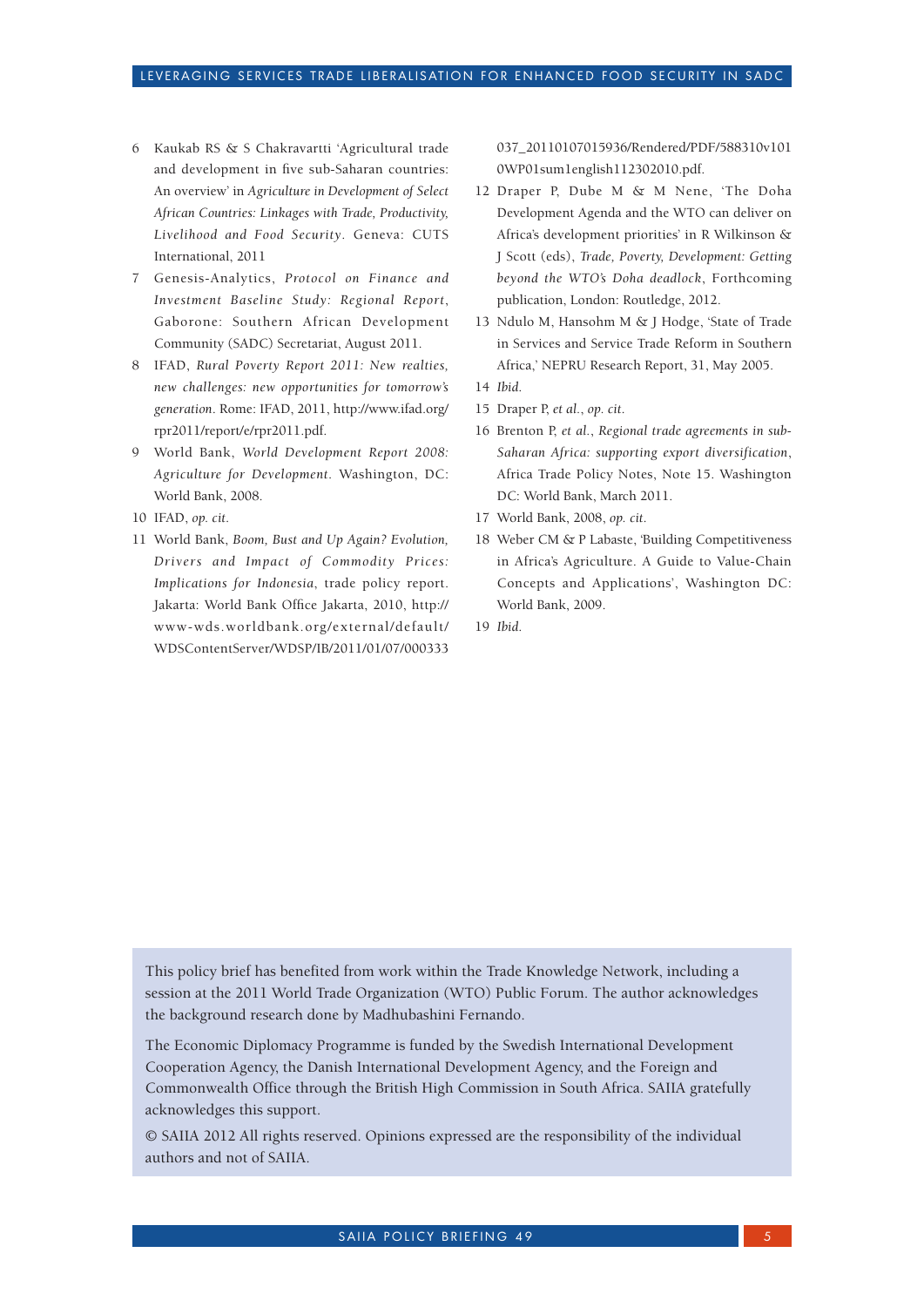6 Kaukab RS & S Chakravartti 'Agricultural trade and development in five sub-Saharan countries: An overview' in *Agriculture in Development of Select African Countries: Linkages with Trade, Productivity, Livelihood and Food Security*. Geneva: CUTS International, 2011

7 Genesis-Analytics, *Protocol on Finance and Investment Baseline Study: Regional Report*, Gaborone: Southern African Development Community (SADC) Secretariat, August 2011.

8 IFAD, *Rural Poverty Report 2011: New realties, new challenges: new opportunities for tomorrow's generation*. Rome: IFAD, 2011, http://www.ifad.org/rpr2011/report/e/rpr2011.pdf.

9 World Bank, *World Development Report 2008: Agriculture for Development*. Washington, DC: World Bank, 2008.

10 IFAD, *op. cit*.

11 World Bank, *Boom, Bust and Up Again? Evolution, Drivers and Impact of Commodity Prices: Implications for Indonesia*, trade policy report. Jakarta: World Bank Office Jakarta, 2010, http://www-wds.worldbank.org/external/default/WDSContentServer/WDSP/IB/2011/01/07/000333037_20110107015936/Rendered/PDF/588310v1010WP01sum1english112302010.pdf.

12 Draper P, Dube M & M Nene, 'The Doha Development Agenda and the WTO can deliver on Africa's development priorities' in R Wilkinson & J Scott (eds), *Trade, Poverty, Development: Getting beyond the WTO's Doha deadlock*, Forthcoming publication, London: Routledge, 2012.

13 Ndulo M, Hansohm M & J Hodge, 'State of Trade in Services and Service Trade Reform in Southern Africa,' NEPRU Research Report, 31, May 2005.

14 *Ibid*.

15 Draper P, *et al.*, *op. cit*.

16 Brenton P, *et al.*, *Regional trade agreements in sub-Saharan Africa: supporting export diversification*, Africa Trade Policy Notes, Note 15. Washington DC: World Bank, March 2011.

17 World Bank, 2008, *op. cit*.

18 Weber CM & P Labaste, 'Building Competitiveness in Africa's Agriculture. A Guide to Value-Chain Concepts and Applications', Washington DC: World Bank, 2009.

19 *Ibid*.

This policy brief has benefited from work within the Trade Knowledge Network, including a session at the 2011 World Trade Organization (WTO) Public Forum. The author acknowledges the background research done by Madhubashini Fernando.

The Economic Diplomacy Programme is funded by the Swedish International Development Cooperation Agency, the Danish International Development Agency, and the Foreign and Commonwealth Office through the British High Commission in South Africa. SAIIA gratefully acknowledges this support.

© SAIIA 2012 All rights reserved. Opinions expressed are the responsibility of the individual authors and not of SAIIA.